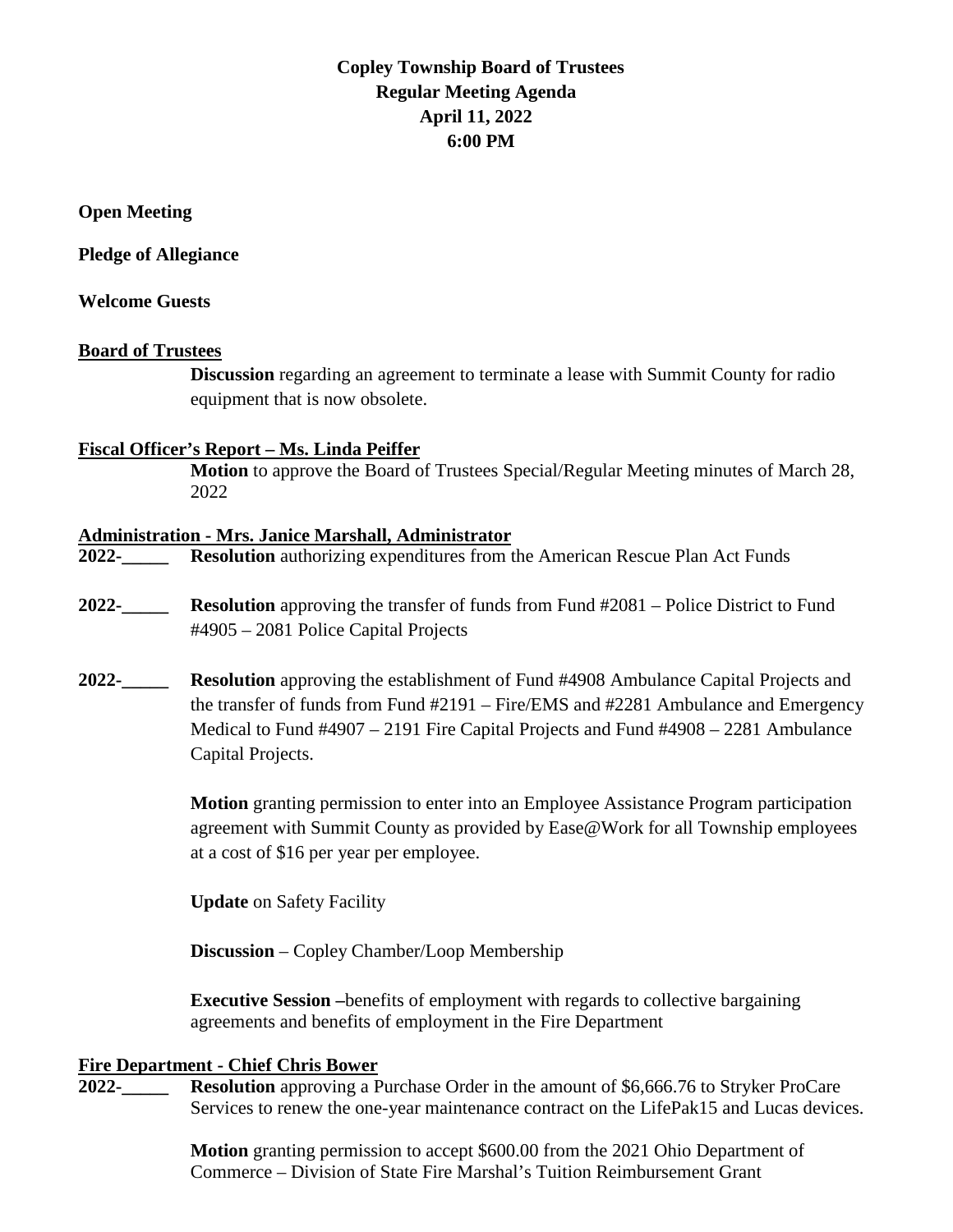# Copley Township Board of Trustees
# Regular Meeting Agenda
# April 11, 2022
# 6:00 PM

**Open Meeting**

**Pledge of Allegiance**

**Welcome Guests**

**Board of Trustees**

**Discussion** regarding an agreement to terminate a lease with Summit County for radio equipment that is now obsolete.

**Fiscal Officer's Report – Ms. Linda Peiffer**

**Motion** to approve the Board of Trustees Special/Regular Meeting minutes of March 28, 2022

**Administration - Mrs. Janice Marshall, Administrator**

**2022-_____** **Resolution** authorizing expenditures from the American Rescue Plan Act Funds

**2022-_____** **Resolution** approving the transfer of funds from Fund #2081 – Police District to Fund #4905 – 2081 Police Capital Projects

**2022-_____** **Resolution** approving the establishment of Fund #4908 Ambulance Capital Projects and the transfer of funds from Fund #2191 – Fire/EMS and #2281 Ambulance and Emergency Medical to Fund #4907 – 2191 Fire Capital Projects and Fund #4908 – 2281 Ambulance Capital Projects.

**Motion** granting permission to enter into an Employee Assistance Program participation agreement with Summit County as provided by Ease@Work for all Township employees at a cost of $16 per year per employee.

**Update** on Safety Facility

**Discussion** – Copley Chamber/Loop Membership

**Executive Session –**benefits of employment with regards to collective bargaining agreements and benefits of employment in the Fire Department

**Fire Department - Chief Chris Bower**

**2022-_____** **Resolution** approving a Purchase Order in the amount of $6,666.76 to Stryker ProCare Services to renew the one-year maintenance contract on the LifePak15 and Lucas devices.

**Motion** granting permission to accept $600.00 from the 2021 Ohio Department of Commerce – Division of State Fire Marshal's Tuition Reimbursement Grant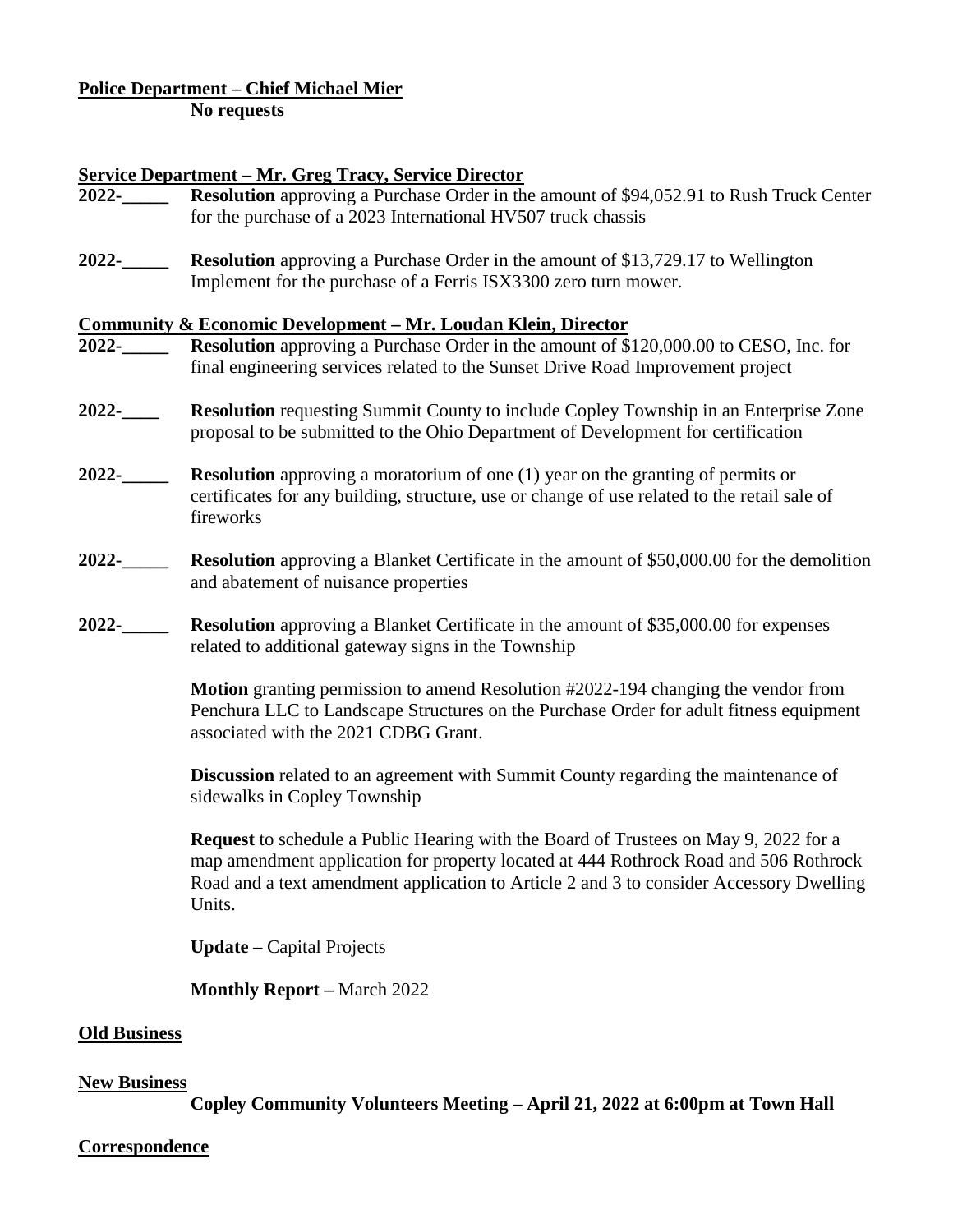**Police Department – Chief Michael Mier**

**No requests**

**Service Department – Mr. Greg Tracy, Service Director**

**2022-_____** **Resolution** approving a Purchase Order in the amount of $94,052.91 to Rush Truck Center for the purchase of a 2023 International HV507 truck chassis

**2022-_____** **Resolution** approving a Purchase Order in the amount of $13,729.17 to Wellington Implement for the purchase of a Ferris ISX3300 zero turn mower.

**Community & Economic Development – Mr. Loudan Klein, Director**

**2022-_____** **Resolution** approving a Purchase Order in the amount of $120,000.00 to CESO, Inc. for final engineering services related to the Sunset Drive Road Improvement project

**2022-____** **Resolution** requesting Summit County to include Copley Township in an Enterprise Zone proposal to be submitted to the Ohio Department of Development for certification

**2022-_____** **Resolution** approving a moratorium of one (1) year on the granting of permits or certificates for any building, structure, use or change of use related to the retail sale of fireworks

**2022-_____** **Resolution** approving a Blanket Certificate in the amount of $50,000.00 for the demolition and abatement of nuisance properties

**2022-_____** **Resolution** approving a Blanket Certificate in the amount of $35,000.00 for expenses related to additional gateway signs in the Township

**Motion** granting permission to amend Resolution #2022-194 changing the vendor from Penchura LLC to Landscape Structures on the Purchase Order for adult fitness equipment associated with the 2021 CDBG Grant.

**Discussion** related to an agreement with Summit County regarding the maintenance of sidewalks in Copley Township

**Request** to schedule a Public Hearing with the Board of Trustees on May 9, 2022 for a map amendment application for property located at 444 Rothrock Road and 506 Rothrock Road and a text amendment application to Article 2 and 3 to consider Accessory Dwelling Units.

**Update –** Capital Projects

**Monthly Report –** March 2022

**Old Business**

**New Business**

**Copley Community Volunteers Meeting – April 21, 2022 at 6:00pm at Town Hall**

**Correspondence**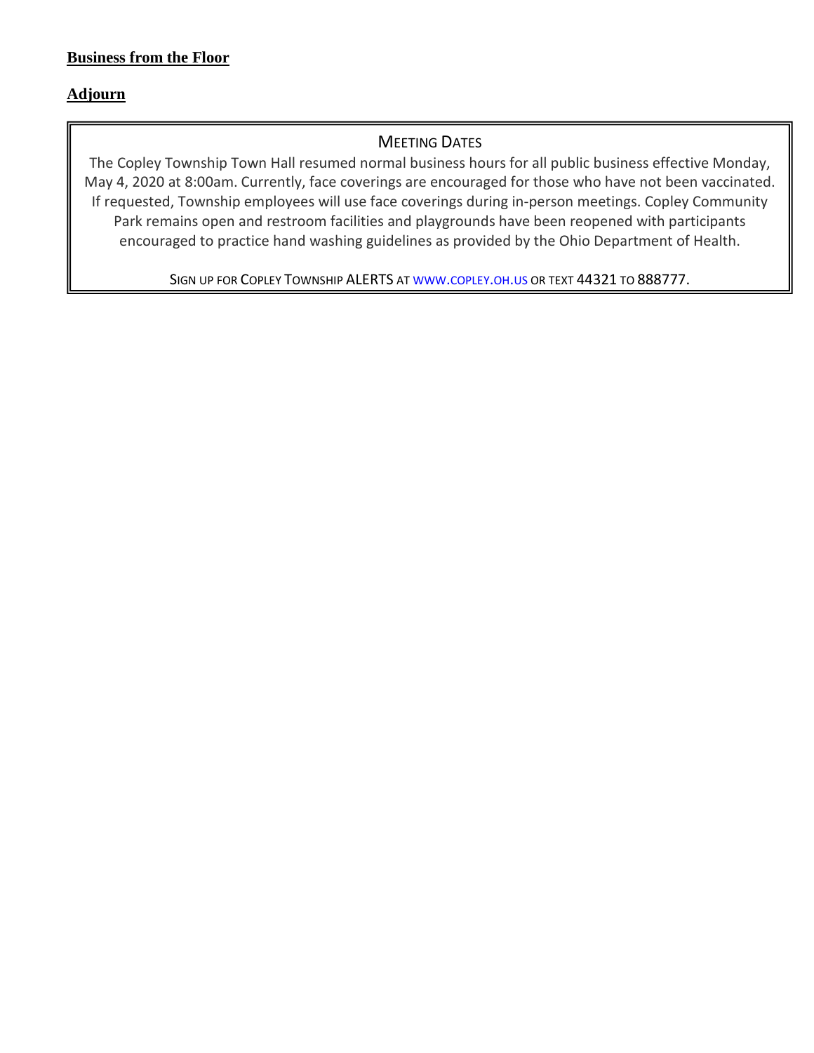**Business from the Floor**

**Adjourn**

MEETING DATES

The Copley Township Town Hall resumed normal business hours for all public business effective Monday, May 4, 2020 at 8:00am. Currently, face coverings are encouraged for those who have not been vaccinated. If requested, Township employees will use face coverings during in-person meetings. Copley Community Park remains open and restroom facilities and playgrounds have been reopened with participants encouraged to practice hand washing guidelines as provided by the Ohio Department of Health.

SIGN UP FOR COPLEY TOWNSHIP ALERTS AT WWW.COPLEY.OH.US OR TEXT 44321 TO 888777.